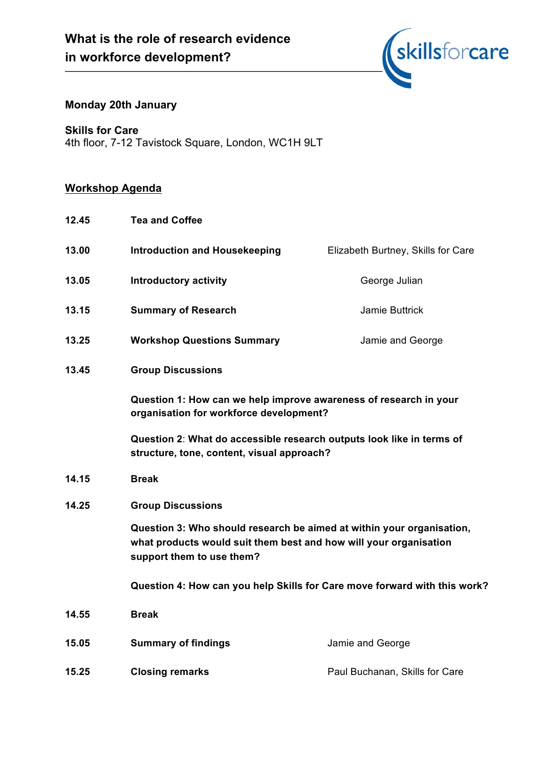# What is the role of research evidence in workforce development?

**Monday 20th January**

**Skills for Care**
4th floor, 7-12 Tavistock Square, London, WC1H 9LT

## Workshop Agenda

| | | |
|---|---|---|
| **12.45** | **Tea and Coffee** | |
| **13.00** | **Introduction and Housekeeping** | Elizabeth Burtney, Skills for Care |
| **13.05** | **Introductory activity** | George Julian |
| **13.15** | **Summary of Research** | Jamie Buttrick |
| **13.25** | **Workshop Questions Summary** | Jamie and George |
| **13.45** | **Group Discussions**<br>**Question 1: How can we help improve awareness of research in your organisation for workforce development?**<br>**Question 2: What do accessible research outputs look like in terms of structure, tone, content, visual approach?** | |
| **14.15** | **Break** | |
| **14.25** | **Group Discussions**<br>**Question 3: Who should research be aimed at within your organisation, what products would suit them best and how will your organisation support them to use them?**<br>**Question 4: How can you help Skills for Care move forward with this work?** | |
| **14.55** | **Break** | |
| **15.05** | **Summary of findings** | Jamie and George |
| **15.25** | **Closing remarks** | Paul Buchanan, Skills for Care |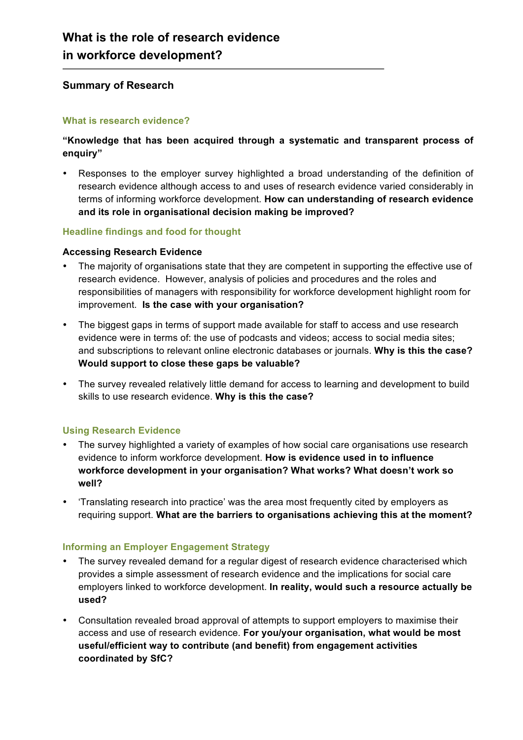# What is the role of research evidence in workforce development?

## Summary of Research

### What is research evidence?

**"Knowledge that has been acquired through a systematic and transparent process of enquiry"**

- Responses to the employer survey highlighted a broad understanding of the definition of research evidence although access to and uses of research evidence varied considerably in terms of informing workforce development. **How can understanding of research evidence and its role in organisational decision making be improved?**

### Headline findings and food for thought

**Accessing Research Evidence**

- The majority of organisations state that they are competent in supporting the effective use of research evidence. However, analysis of policies and procedures and the roles and responsibilities of managers with responsibility for workforce development highlight room for improvement. **Is the case with your organisation?**
- The biggest gaps in terms of support made available for staff to access and use research evidence were in terms of: the use of podcasts and videos; access to social media sites; and subscriptions to relevant online electronic databases or journals. **Why is this the case? Would support to close these gaps be valuable?**
- The survey revealed relatively little demand for access to learning and development to build skills to use research evidence. **Why is this the case?**

### Using Research Evidence

- The survey highlighted a variety of examples of how social care organisations use research evidence to inform workforce development. **How is evidence used in to influence workforce development in your organisation? What works? What doesn't work so well?**
- 'Translating research into practice' was the area most frequently cited by employers as requiring support. **What are the barriers to organisations achieving this at the moment?**

### Informing an Employer Engagement Strategy

- The survey revealed demand for a regular digest of research evidence characterised which provides a simple assessment of research evidence and the implications for social care employers linked to workforce development. **In reality, would such a resource actually be used?**
- Consultation revealed broad approval of attempts to support employers to maximise their access and use of research evidence. **For you/your organisation, what would be most useful/efficient way to contribute (and benefit) from engagement activities coordinated by SfC?**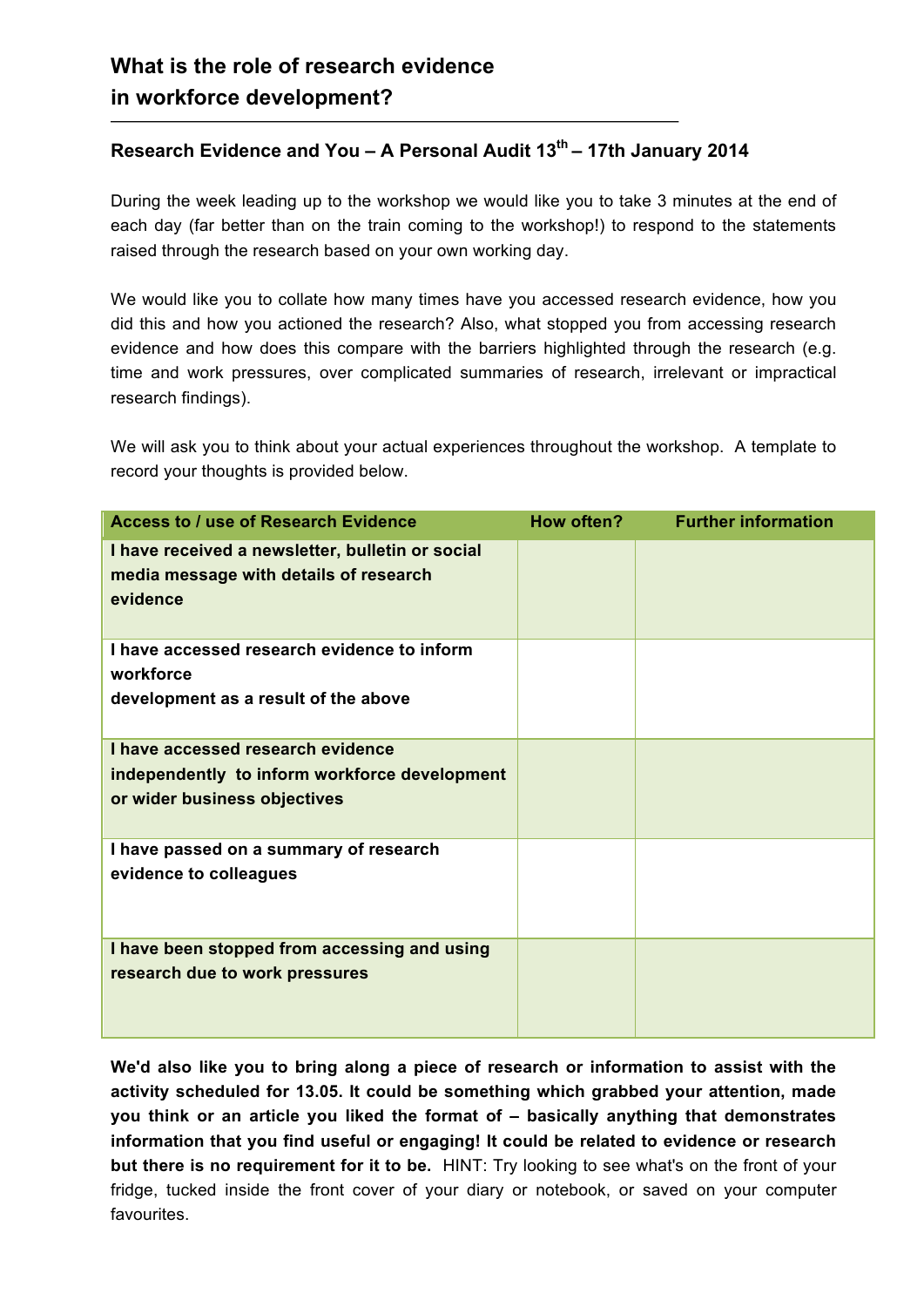## What is the role of research evidence in workforce development?

### Research Evidence and You – A Personal Audit 13th – 17th January 2014

During the week leading up to the workshop we would like you to take 3 minutes at the end of each day (far better than on the train coming to the workshop!) to respond to the statements raised through the research based on your own working day.

We would like you to collate how many times have you accessed research evidence, how you did this and how you actioned the research? Also, what stopped you from accessing research evidence and how does this compare with the barriers highlighted through the research (e.g. time and work pressures, over complicated summaries of research, irrelevant or impractical research findings).

We will ask you to think about your actual experiences throughout the workshop. A template to record your thoughts is provided below.

| Access to / use of Research Evidence | How often? | Further information |
|---|---|---|
| **I have received a newsletter, bulletin or social media message with details of research evidence** | | |
| **I have accessed research evidence to inform workforce development as a result of the above** | | |
| **I have accessed research evidence independently to inform workforce development or wider business objectives** | | |
| **I have passed on a summary of research evidence to colleagues** | | |
| **I have been stopped from accessing and using research due to work pressures** | | |

**We'd also like you to bring along a piece of research or information to assist with the activity scheduled for 13.05. It could be something which grabbed your attention, made you think or an article you liked the format of – basically anything that demonstrates information that you find useful or engaging! It could be related to evidence or research but there is no requirement for it to be.** HINT: Try looking to see what's on the front of your fridge, tucked inside the front cover of your diary or notebook, or saved on your computer favourites.